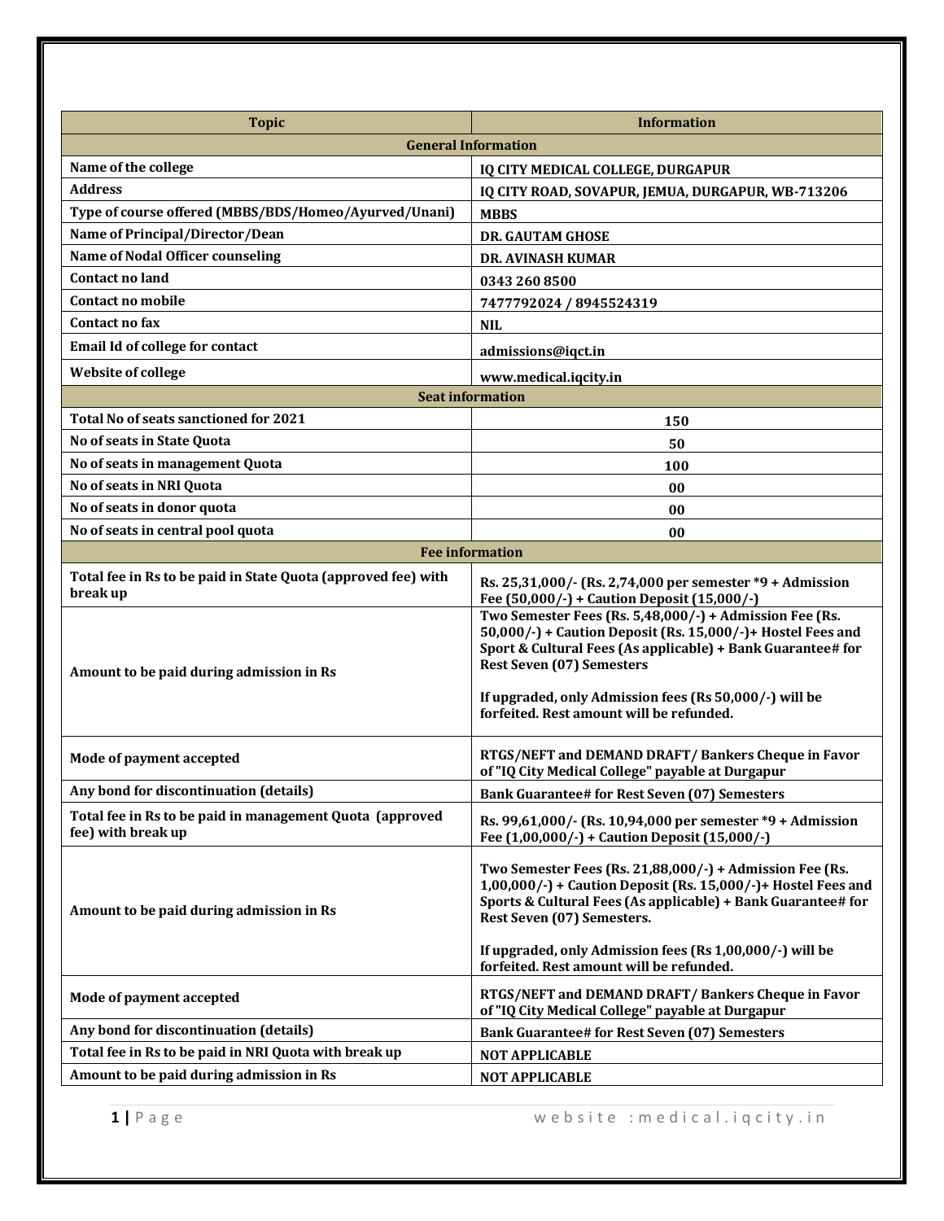| Topic | Information |
|---|---|
| **General Information** | |
| Name of the college | IQ CITY MEDICAL COLLEGE, DURGAPUR |
| Address | IQ CITY ROAD, SOVAPUR, JEMUA, DURGAPUR, WB-713206 |
| Type of course offered (MBBS/BDS/Homeo/Ayurved/Unani) | MBBS |
| Name of Principal/Director/Dean | DR. GAUTAM GHOSE |
| Name of Nodal Officer counseling | DR. AVINASH KUMAR |
| Contact no land | 0343 260 8500 |
| Contact no mobile | 7477792024 / 8945524319 |
| Contact no fax | NIL |
| Email Id of college for contact | admissions@iqct.in |
| Website of college | www.medical.iqcity.in |
| **Seat information** | |
| Total No of seats sanctioned for 2021 | 150 |
| No of seats in State Quota | 50 |
| No of seats in management Quota | 100 |
| No of seats in NRI Quota | 00 |
| No of seats in donor quota | 00 |
| No of seats in central pool quota | 00 |
| **Fee information** | |
| Total fee in Rs to be paid in State Quota (approved fee) with break up | Rs. 25,31,000/- (Rs. 2,74,000 per semester *9 + Admission Fee (50,000/-) + Caution Deposit (15,000/-) |
| Amount to be paid during admission in Rs | Two Semester Fees (Rs. 5,48,000/-) + Admission Fee (Rs. 50,000/-) + Caution Deposit (Rs. 15,000/-)+ Hostel Fees and Sport & Cultural Fees (As applicable) + Bank Guarantee# for Rest Seven (07) Semesters<br><br>If upgraded, only Admission fees (Rs 50,000/-) will be forfeited. Rest amount will be refunded. |
| Mode of payment accepted | RTGS/NEFT and DEMAND DRAFT/ Bankers Cheque in Favor of "IQ City Medical College" payable at Durgapur |
| Any bond for discontinuation (details) | Bank Guarantee# for Rest Seven (07) Semesters |
| Total fee in Rs to be paid in management Quota (approved fee) with break up | Rs. 99,61,000/- (Rs. 10,94,000 per semester *9 + Admission Fee (1,00,000/-) + Caution Deposit (15,000/-) |
| Amount to be paid during admission in Rs | Two Semester Fees (Rs. 21,88,000/-) + Admission Fee (Rs. 1,00,000/-) + Caution Deposit (Rs. 15,000/-)+ Hostel Fees and Sports & Cultural Fees (As applicable) + Bank Guarantee# for Rest Seven (07) Semesters.<br><br>If upgraded, only Admission fees (Rs 1,00,000/-) will be forfeited. Rest amount will be refunded. |
| Mode of payment accepted | RTGS/NEFT and DEMAND DRAFT/ Bankers Cheque in Favor of "IQ City Medical College" payable at Durgapur |
| Any bond for discontinuation (details) | Bank Guarantee# for Rest Seven (07) Semesters |
| Total fee in Rs to be paid in NRI Quota with break up | NOT APPLICABLE |
| Amount to be paid during admission in Rs | NOT APPLICABLE |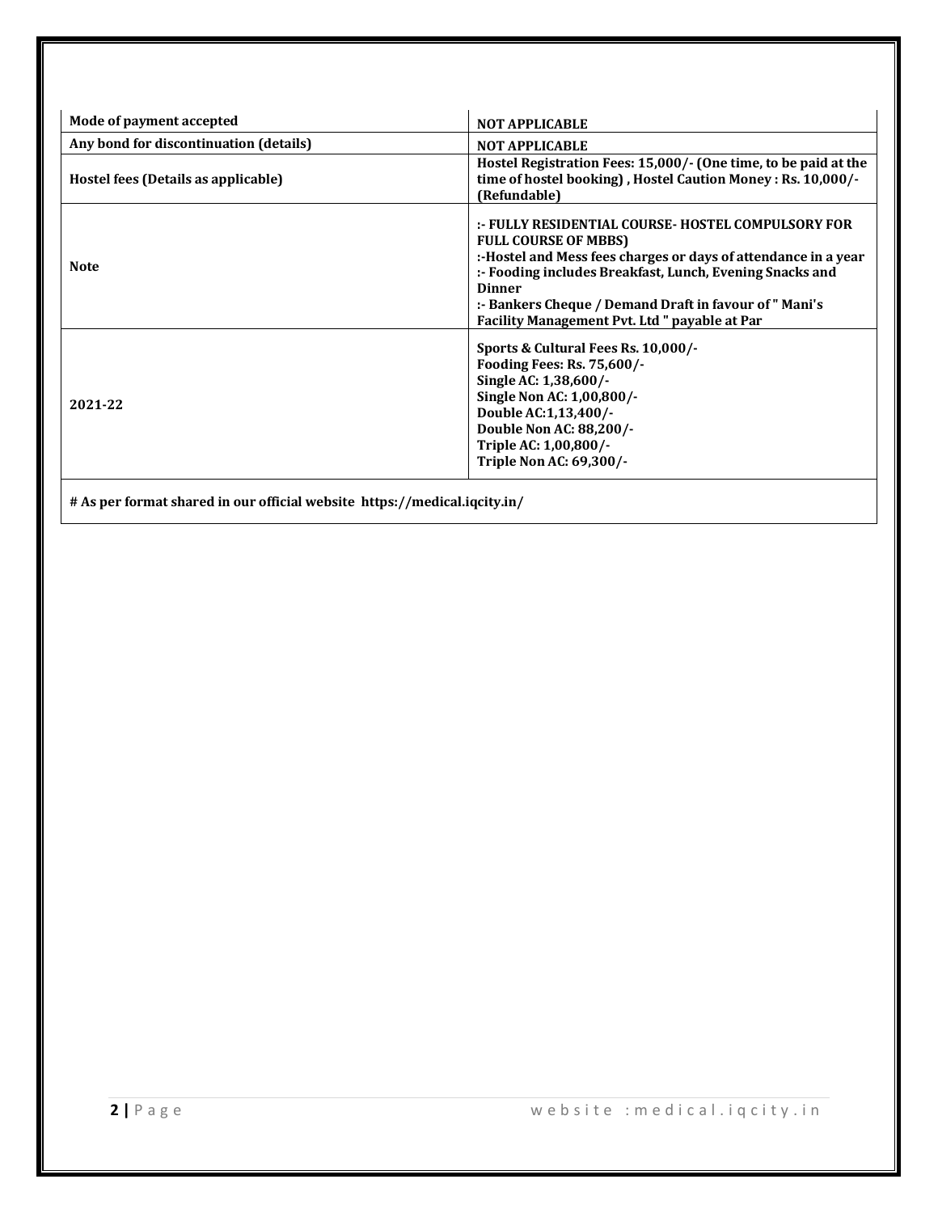| | |
|---|---|
| **Mode of payment accepted** | **NOT APPLICABLE** |
| **Any bond for discontinuation (details)** | **NOT APPLICABLE** |
| **Hostel fees (Details as applicable)** | **Hostel Registration Fees: 15,000/- (One time, to be paid at the time of hostel booking) , Hostel Caution Money : Rs. 10,000/- (Refundable)** |
| **Note** | **:- FULLY RESIDENTIAL COURSE- HOSTEL COMPULSORY FOR FULL COURSE OF MBBS)**<br>**:-Hostel and Mess fees charges or days of attendance in a year**<br>**:- Fooding includes Breakfast, Lunch, Evening Snacks and Dinner**<br>**:- Bankers Cheque / Demand Draft in favour of " Mani's Facility Management Pvt. Ltd " payable at Par** |
| **2021-22** | **Sports & Cultural Fees Rs. 10,000/-**<br>**Fooding Fees: Rs. 75,600/-**<br>**Single AC: 1,38,600/-**<br>**Single Non AC: 1,00,800/-**<br>**Double AC:1,13,400/-**<br>**Double Non AC: 88,200/-**<br>**Triple AC: 1,00,800/-**<br>**Triple Non AC: 69,300/-** |

**# As per format shared in our official website https://medical.iqcity.in/**